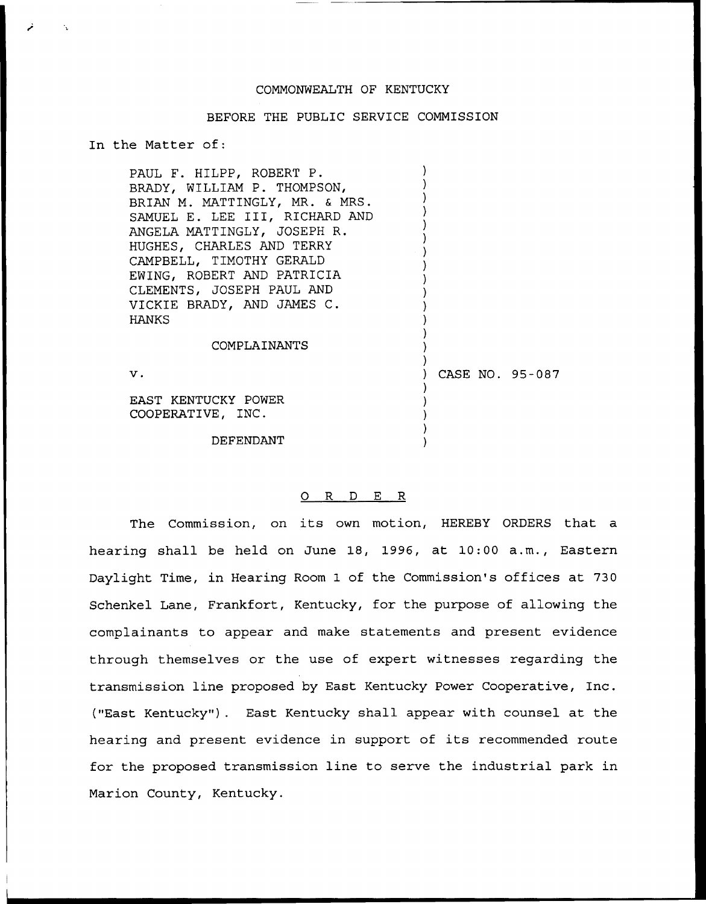COMMONWEALTH OF KENTUCKY

BEFORE THE PUBLIC SERVICE COMMISSION

In the Matter of:

PAUL F. HILPP, ROBERT P. BRADY, WILLIAM P. THOMPSON, BRIAN M. MATTINGLY, MR. & MRS. SAMUEL E. LEE III, RICHARD AND ANGELA MATTINGLY, JOSEPH R. HUGHES, CHARLES AND TERRY CAMPBELL, TIMOTHY GERALD EWING, ROBERT AND PATRICIA CLEMENTS, JOSEPH PAUL AND VICKIE BRADY, AND JAMES C. HANKS

COMPLAINANTS

v.

EAST KENTUCKY POWER COOPERATIVE, INC.

DEFENDANT

CASE NO. 95-087

O R D E R

The Commission, on its own motion, HEREBY ORDERS that a hearing shall be held on June 18, 1996, at 10:00 a.m., Eastern Daylight Time, in Hearing Room 1 of the Commission's offices at 730 Schenkel Lane, Frankfort, Kentucky, for the purpose of allowing the complainants to appear and make statements and present evidence through themselves or the use of expert witnesses regarding the transmission line proposed by East Kentucky Power Cooperative, Inc. ("East Kentucky"). East Kentucky shall appear with counsel at the hearing and present evidence in support of its recommended route for the proposed transmission line to serve the industrial park in Marion County, Kentucky.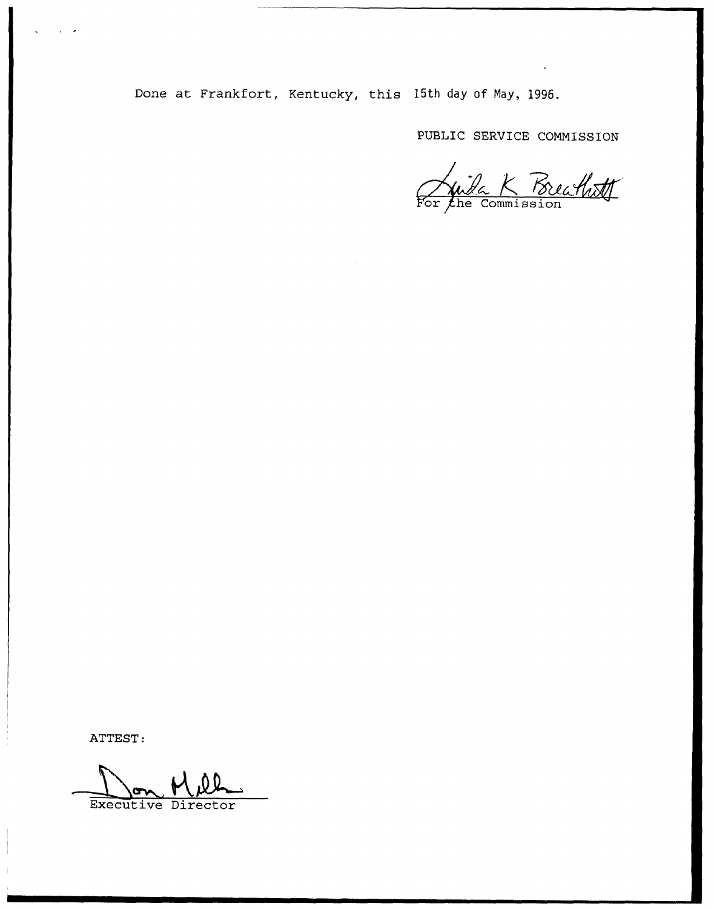Done at Frankfort, Kentucky, this 15th day of May, 1996.

PUBLIC SERVICE COMMISSION

For the Commission

ATTEST:

Executive Director